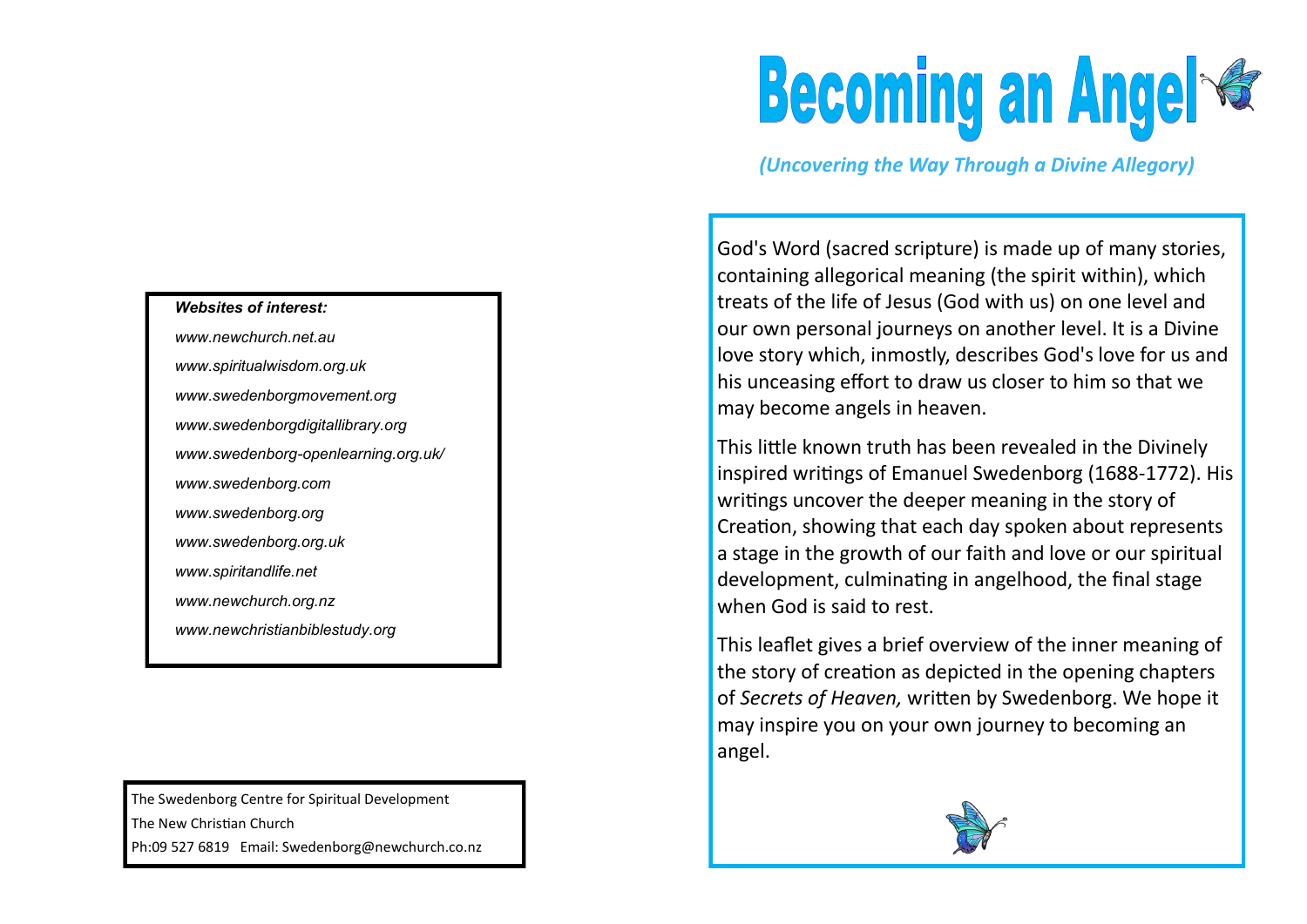# Becoming an Angel

*(Uncovering the Way Through a Divine Allegory)*

God's Word (sacred scripture) is made up of many stories, containing allegorical meaning (the spirit within), which treats of the life of Jesus (God with us) on one level and our own personal journeys on another level. It is a Divine love story which, inmostly, describes God's love for us and his unceasing effort to draw us closer to him so that we may become angels in heaven.

This little known truth has been revealed in the Divinely inspired writings of Emanuel Swedenborg (1688-1772). His writings uncover the deeper meaning in the story of Creation, showing that each day spoken about represents a stage in the growth of our faith and love or our spiritual development, culminating in angelhood, the final stage when God is said to rest.

This leaflet gives a brief overview of the inner meaning of the story of creation as depicted in the opening chapters of *Secrets of Heaven,* written by Swedenborg. We hope it may inspire you on your own journey to becoming an angel.

***Websites of interest:***

*www.newchurch.net.au*

*www.spiritualwisdom.org.uk*

*www.swedenborgmovement.org*

*www.swedenborgdigitallibrary.org*

*www.swedenborg-openlearning.org.uk/*

*www.swedenborg.com*

*www.swedenborg.org*

*www.swedenborg.org.uk*

*www.spiritandlife.net*

*www.newchurch.org.nz*

*www.newchristianbiblestudy.org*

The Swedenborg Centre for Spiritual Development
The New Christian Church
Ph:09 527 6819 Email: Swedenborg@newchurch.co.nz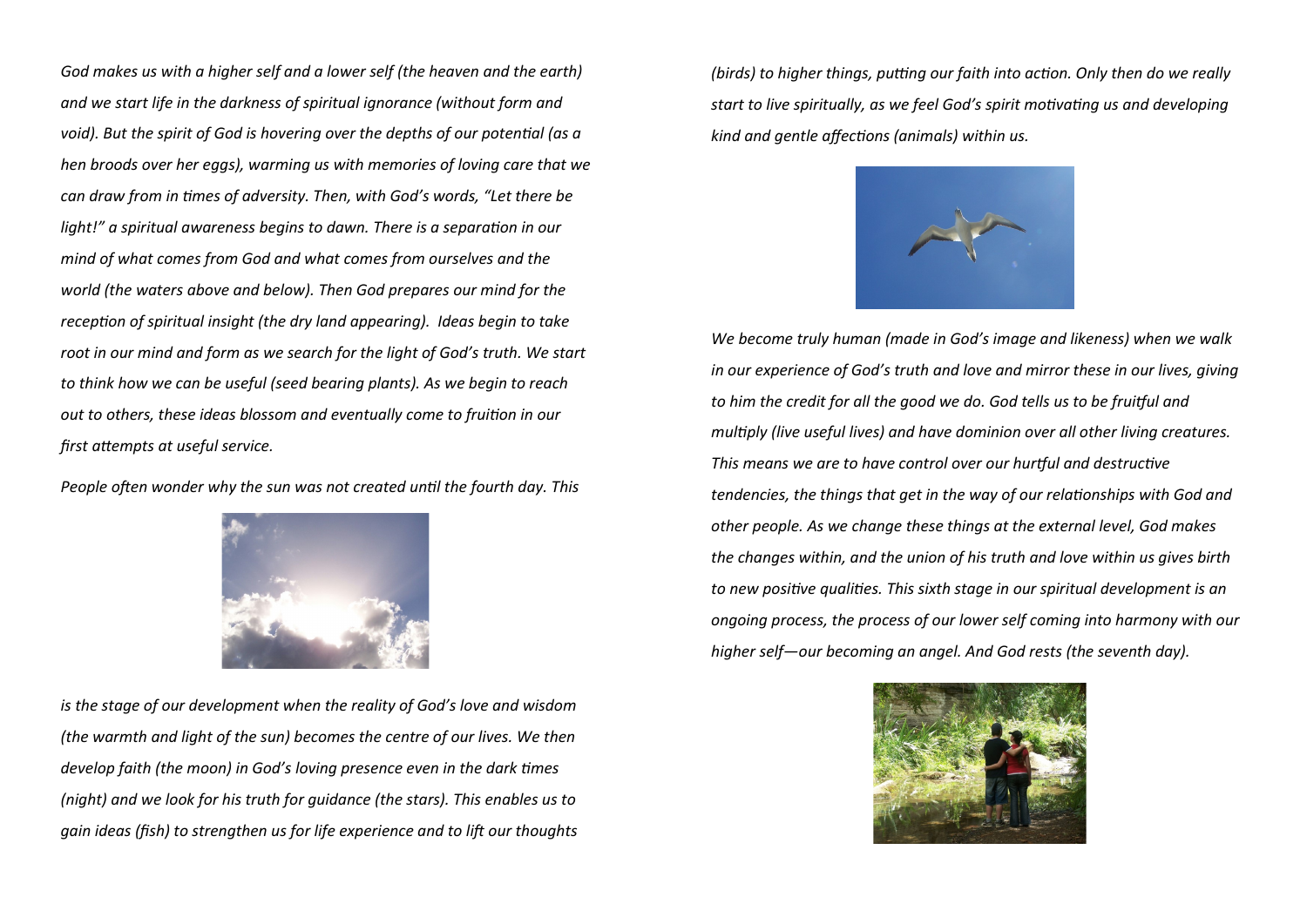*God makes us with a higher self and a lower self (the heaven and the earth) and we start life in the darkness of spiritual ignorance (without form and void). But the spirit of God is hovering over the depths of our potential (as a hen broods over her eggs), warming us with memories of loving care that we can draw from in times of adversity. Then, with God's words, "Let there be light!" a spiritual awareness begins to dawn. There is a separation in our mind of what comes from God and what comes from ourselves and the world (the waters above and below). Then God prepares our mind for the reception of spiritual insight (the dry land appearing). Ideas begin to take root in our mind and form as we search for the light of God's truth. We start to think how we can be useful (seed bearing plants). As we begin to reach out to others, these ideas blossom and eventually come to fruition in our first attempts at useful service.*

*People often wonder why the sun was not created until the fourth day. This is the stage of our development when the reality of God's love and wisdom (the warmth and light of the sun) becomes the centre of our lives. We then develop faith (the moon) in God's loving presence even in the dark times (night) and we look for his truth for guidance (the stars). This enables us to gain ideas (fish) to strengthen us for life experience and to lift our thoughts (birds) to higher things, putting our faith into action. Only then do we really start to live spiritually, as we feel God's spirit motivating us and developing kind and gentle affections (animals) within us.*

*We become truly human (made in God's image and likeness) when we walk in our experience of God's truth and love and mirror these in our lives, giving to him the credit for all the good we do. God tells us to be fruitful and multiply (live useful lives) and have dominion over all other living creatures. This means we are to have control over our hurtful and destructive tendencies, the things that get in the way of our relationships with God and other people. As we change these things at the external level, God makes the changes within, and the union of his truth and love within us gives birth to new positive qualities. This sixth stage in our spiritual development is an ongoing process, the process of our lower self coming into harmony with our higher self—our becoming an angel. And God rests (the seventh day).*